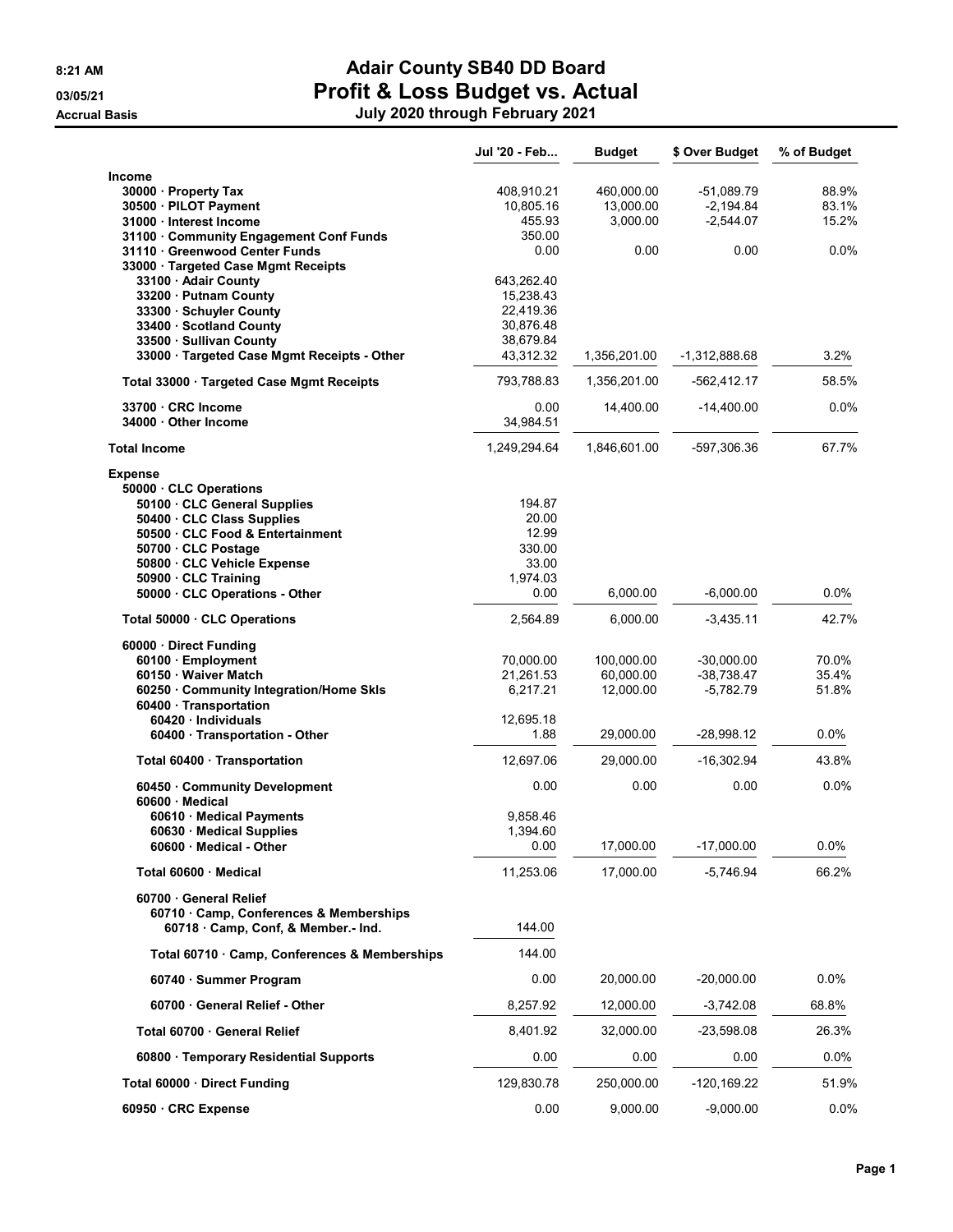8:21 AM
03/05/21
Accrual Basis

# Adair County SB40 DD Board
## Profit & Loss Budget vs. Actual
### July 2020 through February 2021

| | Jul '20 - Feb... | Budget | $ Over Budget | % of Budget |
|---|---|---|---|---|
| **Income** | | | | |
| 30000 · Property Tax | 408,910.21 | 460,000.00 | -51,089.79 | 88.9% |
| 30500 · PILOT Payment | 10,805.16 | 13,000.00 | -2,194.84 | 83.1% |
| 31000 · Interest Income | 455.93 | 3,000.00 | -2,544.07 | 15.2% |
| 31100 · Community Engagement Conf Funds | 350.00 | | | |
| 31110 · Greenwood Center Funds | 0.00 | 0.00 | 0.00 | 0.0% |
| 33000 · Targeted Case Mgmt Receipts | | | | |
| 33100 · Adair County | 643,262.40 | | | |
| 33200 · Putnam County | 15,238.43 | | | |
| 33300 · Schuyler County | 22,419.36 | | | |
| 33400 · Scotland County | 30,876.48 | | | |
| 33500 · Sullivan County | 38,679.84 | | | |
| 33000 · Targeted Case Mgmt Receipts - Other | 43,312.32 | 1,356,201.00 | -1,312,888.68 | 3.2% |
| Total 33000 · Targeted Case Mgmt Receipts | 793,788.83 | 1,356,201.00 | -562,412.17 | 58.5% |
| 33700 · CRC Income | 0.00 | 14,400.00 | -14,400.00 | 0.0% |
| 34000 · Other Income | 34,984.51 | | | |
| **Total Income** | 1,249,294.64 | 1,846,601.00 | -597,306.36 | 67.7% |
| **Expense** | | | | |
| 50000 · CLC Operations | | | | |
| 50100 · CLC General Supplies | 194.87 | | | |
| 50400 · CLC Class Supplies | 20.00 | | | |
| 50500 · CLC Food & Entertainment | 12.99 | | | |
| 50700 · CLC Postage | 330.00 | | | |
| 50800 · CLC Vehicle Expense | 33.00 | | | |
| 50900 · CLC Training | 1,974.03 | | | |
| 50000 · CLC Operations - Other | 0.00 | 6,000.00 | -6,000.00 | 0.0% |
| Total 50000 · CLC Operations | 2,564.89 | 6,000.00 | -3,435.11 | 42.7% |
| 60000 · Direct Funding | | | | |
| 60100 · Employment | 70,000.00 | 100,000.00 | -30,000.00 | 70.0% |
| 60150 · Waiver Match | 21,261.53 | 60,000.00 | -38,738.47 | 35.4% |
| 60250 · Community Integration/Home Skls | 6,217.21 | 12,000.00 | -5,782.79 | 51.8% |
| 60400 · Transportation | | | | |
| 60420 · Individuals | 12,695.18 | | | |
| 60400 · Transportation - Other | 1.88 | 29,000.00 | -28,998.12 | 0.0% |
| Total 60400 · Transportation | 12,697.06 | 29,000.00 | -16,302.94 | 43.8% |
| 60450 · Community Development | 0.00 | 0.00 | 0.00 | 0.0% |
| 60600 · Medical | | | | |
| 60610 · Medical Payments | 9,858.46 | | | |
| 60630 · Medical Supplies | 1,394.60 | | | |
| 60600 · Medical - Other | 0.00 | 17,000.00 | -17,000.00 | 0.0% |
| Total 60600 · Medical | 11,253.06 | 17,000.00 | -5,746.94 | 66.2% |
| 60700 · General Relief | | | | |
| 60710 · Camp, Conferences & Memberships | | | | |
| 60718 · Camp, Conf, & Member.- Ind. | 144.00 | | | |
| Total 60710 · Camp, Conferences & Memberships | 144.00 | | | |
| 60740 · Summer Program | 0.00 | 20,000.00 | -20,000.00 | 0.0% |
| 60700 · General Relief - Other | 8,257.92 | 12,000.00 | -3,742.08 | 68.8% |
| Total 60700 · General Relief | 8,401.92 | 32,000.00 | -23,598.08 | 26.3% |
| 60800 · Temporary Residential Supports | 0.00 | 0.00 | 0.00 | 0.0% |
| Total 60000 · Direct Funding | 129,830.78 | 250,000.00 | -120,169.22 | 51.9% |
| 60950 · CRC Expense | 0.00 | 9,000.00 | -9,000.00 | 0.0% |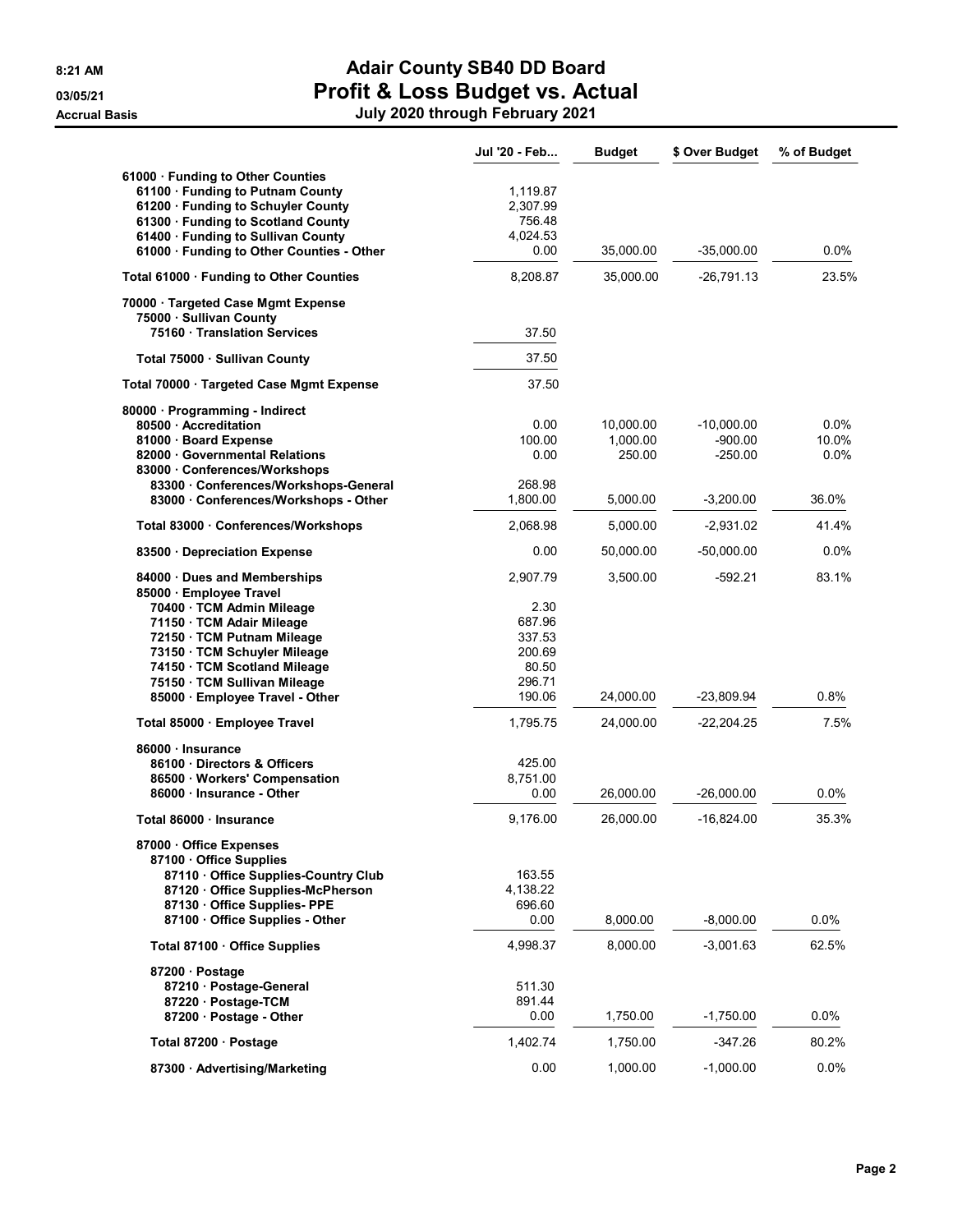**8:21 AM**
**03/05/21**
**Accrual Basis**

# Adair County SB40 DD Board
## Profit & Loss Budget vs. Actual
### July 2020 through February 2021

| | Jul '20 - Feb... | Budget | $ Over Budget | % of Budget |
|---|---|---|---|---|
| 61000 · Funding to Other Counties | | | | |
| 61100 · Funding to Putnam County | 1,119.87 | | | |
| 61200 · Funding to Schuyler County | 2,307.99 | | | |
| 61300 · Funding to Scotland County | 756.48 | | | |
| 61400 · Funding to Sullivan County | 4,024.53 | | | |
| 61000 · Funding to Other Counties - Other | 0.00 | 35,000.00 | -35,000.00 | 0.0% |
| Total 61000 · Funding to Other Counties | 8,208.87 | 35,000.00 | -26,791.13 | 23.5% |
| 70000 · Targeted Case Mgmt Expense | | | | |
| 75000 · Sullivan County | | | | |
| 75160 · Translation Services | 37.50 | | | |
| Total 75000 · Sullivan County | 37.50 | | | |
| Total 70000 · Targeted Case Mgmt Expense | 37.50 | | | |
| 80000 · Programming - Indirect | | | | |
| 80500 · Accreditation | 0.00 | 10,000.00 | -10,000.00 | 0.0% |
| 81000 · Board Expense | 100.00 | 1,000.00 | -900.00 | 10.0% |
| 82000 · Governmental Relations | 0.00 | 250.00 | -250.00 | 0.0% |
| 83000 · Conferences/Workshops | | | | |
| 83300 · Conferences/Workshops-General | 268.98 | | | |
| 83000 · Conferences/Workshops - Other | 1,800.00 | 5,000.00 | -3,200.00 | 36.0% |
| Total 83000 · Conferences/Workshops | 2,068.98 | 5,000.00 | -2,931.02 | 41.4% |
| 83500 · Depreciation Expense | 0.00 | 50,000.00 | -50,000.00 | 0.0% |
| 84000 · Dues and Memberships | 2,907.79 | 3,500.00 | -592.21 | 83.1% |
| 85000 · Employee Travel | | | | |
| 70400 · TCM Admin Mileage | 2.30 | | | |
| 71150 · TCM Adair Mileage | 687.96 | | | |
| 72150 · TCM Putnam Mileage | 337.53 | | | |
| 73150 · TCM Schuyler Mileage | 200.69 | | | |
| 74150 · TCM Scotland Mileage | 80.50 | | | |
| 75150 · TCM Sullivan Mileage | 296.71 | | | |
| 85000 · Employee Travel - Other | 190.06 | 24,000.00 | -23,809.94 | 0.8% |
| Total 85000 · Employee Travel | 1,795.75 | 24,000.00 | -22,204.25 | 7.5% |
| 86000 · Insurance | | | | |
| 86100 · Directors & Officers | 425.00 | | | |
| 86500 · Workers' Compensation | 8,751.00 | | | |
| 86000 · Insurance - Other | 0.00 | 26,000.00 | -26,000.00 | 0.0% |
| Total 86000 · Insurance | 9,176.00 | 26,000.00 | -16,824.00 | 35.3% |
| 87000 · Office Expenses | | | | |
| 87100 · Office Supplies | | | | |
| 87110 · Office Supplies-Country Club | 163.55 | | | |
| 87120 · Office Supplies-McPherson | 4,138.22 | | | |
| 87130 · Office Supplies- PPE | 696.60 | | | |
| 87100 · Office Supplies - Other | 0.00 | 8,000.00 | -8,000.00 | 0.0% |
| Total 87100 · Office Supplies | 4,998.37 | 8,000.00 | -3,001.63 | 62.5% |
| 87200 · Postage | | | | |
| 87210 · Postage-General | 511.30 | | | |
| 87220 · Postage-TCM | 891.44 | | | |
| 87200 · Postage - Other | 0.00 | 1,750.00 | -1,750.00 | 0.0% |
| Total 87200 · Postage | 1,402.74 | 1,750.00 | -347.26 | 80.2% |
| 87300 · Advertising/Marketing | 0.00 | 1,000.00 | -1,000.00 | 0.0% |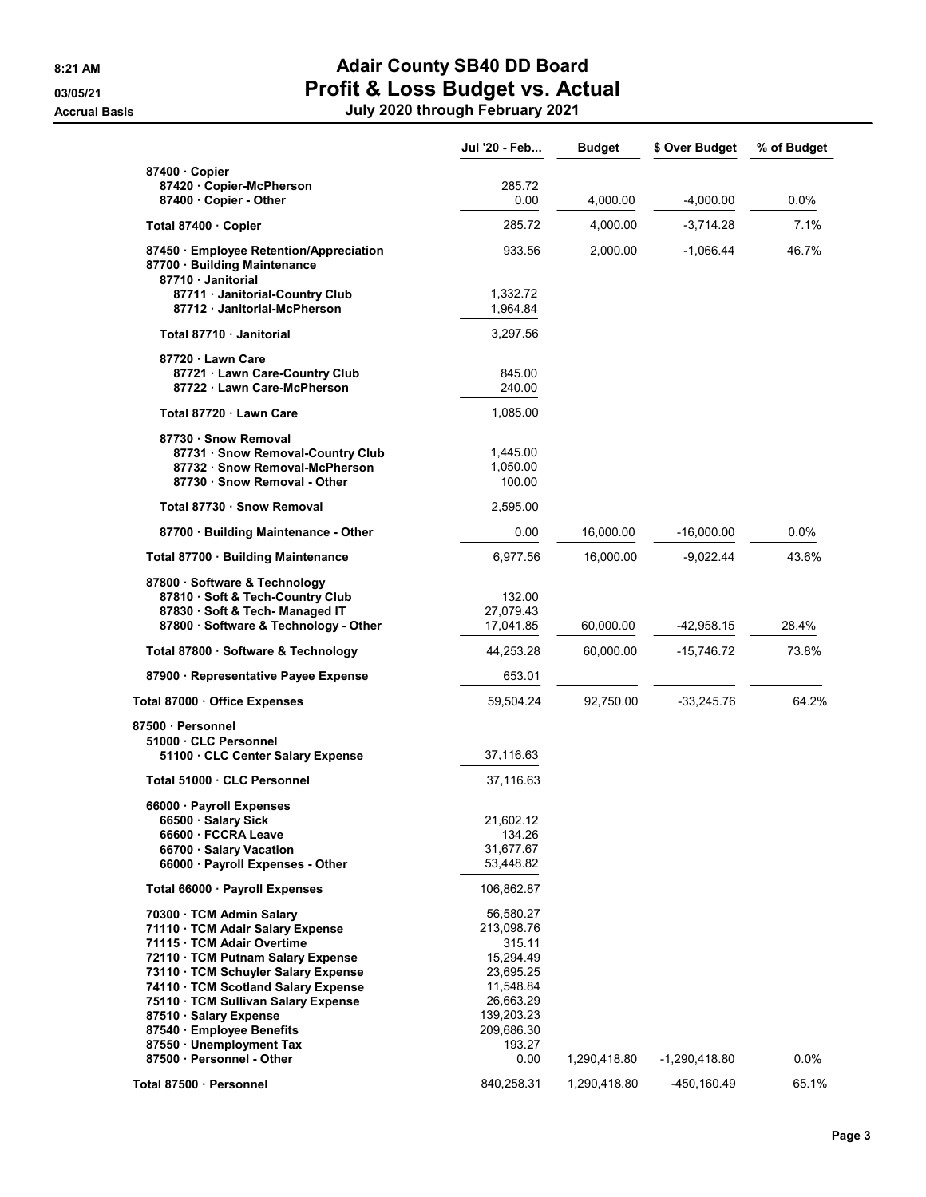# Adair County SB40 DD Board

## Profit & Loss Budget vs. Actual

### July 2020 through February 2021

8:21 AM
03/05/21
Accrual Basis

| | Jul '20 - Feb... | Budget | $ Over Budget | % of Budget |
|---|---|---|---|---|
| 87400 · Copier | | | | |
| 87420 · Copier-McPherson | 285.72 | | | |
| 87400 · Copier - Other | 0.00 | 4,000.00 | -4,000.00 | 0.0% |
| Total 87400 · Copier | 285.72 | 4,000.00 | -3,714.28 | 7.1% |
| 87450 · Employee Retention/Appreciation | 933.56 | 2,000.00 | -1,066.44 | 46.7% |
| 87700 · Building Maintenance | | | | |
| 87710 · Janitorial | | | | |
| 87711 · Janitorial-Country Club | 1,332.72 | | | |
| 87712 · Janitorial-McPherson | 1,964.84 | | | |
| Total 87710 · Janitorial | 3,297.56 | | | |
| 87720 · Lawn Care | | | | |
| 87721 · Lawn Care-Country Club | 845.00 | | | |
| 87722 · Lawn Care-McPherson | 240.00 | | | |
| Total 87720 · Lawn Care | 1,085.00 | | | |
| 87730 · Snow Removal | | | | |
| 87731 · Snow Removal-Country Club | 1,445.00 | | | |
| 87732 · Snow Removal-McPherson | 1,050.00 | | | |
| 87730 · Snow Removal - Other | 100.00 | | | |
| Total 87730 · Snow Removal | 2,595.00 | | | |
| 87700 · Building Maintenance - Other | 0.00 | 16,000.00 | -16,000.00 | 0.0% |
| Total 87700 · Building Maintenance | 6,977.56 | 16,000.00 | -9,022.44 | 43.6% |
| 87800 · Software & Technology | | | | |
| 87810 · Soft & Tech-Country Club | 132.00 | | | |
| 87830 · Soft & Tech- Managed IT | 27,079.43 | | | |
| 87800 · Software & Technology - Other | 17,041.85 | 60,000.00 | -42,958.15 | 28.4% |
| Total 87800 · Software & Technology | 44,253.28 | 60,000.00 | -15,746.72 | 73.8% |
| 87900 · Representative Payee Expense | 653.01 | | | |
| Total 87000 · Office Expenses | 59,504.24 | 92,750.00 | -33,245.76 | 64.2% |
| 87500 · Personnel | | | | |
| 51000 · CLC Personnel | | | | |
| 51100 · CLC Center Salary Expense | 37,116.63 | | | |
| Total 51000 · CLC Personnel | 37,116.63 | | | |
| 66000 · Payroll Expenses | | | | |
| 66500 · Salary Sick | 21,602.12 | | | |
| 66600 · FCCRA Leave | 134.26 | | | |
| 66700 · Salary Vacation | 31,677.67 | | | |
| 66000 · Payroll Expenses - Other | 53,448.82 | | | |
| Total 66000 · Payroll Expenses | 106,862.87 | | | |
| 70300 · TCM Admin Salary | 56,580.27 | | | |
| 71110 · TCM Adair Salary Expense | 213,098.76 | | | |
| 71115 · TCM Adair Overtime | 315.11 | | | |
| 72110 · TCM Putnam Salary Expense | 15,294.49 | | | |
| 73110 · TCM Schuyler Salary Expense | 23,695.25 | | | |
| 74110 · TCM Scotland Salary Expense | 11,548.84 | | | |
| 75110 · TCM Sullivan Salary Expense | 26,663.29 | | | |
| 87510 · Salary Expense | 139,203.23 | | | |
| 87540 · Employee Benefits | 209,686.30 | | | |
| 87550 · Unemployment Tax | 193.27 | | | |
| 87500 · Personnel - Other | 0.00 | 1,290,418.80 | -1,290,418.80 | 0.0% |
| Total 87500 · Personnel | 840,258.31 | 1,290,418.80 | -450,160.49 | 65.1% |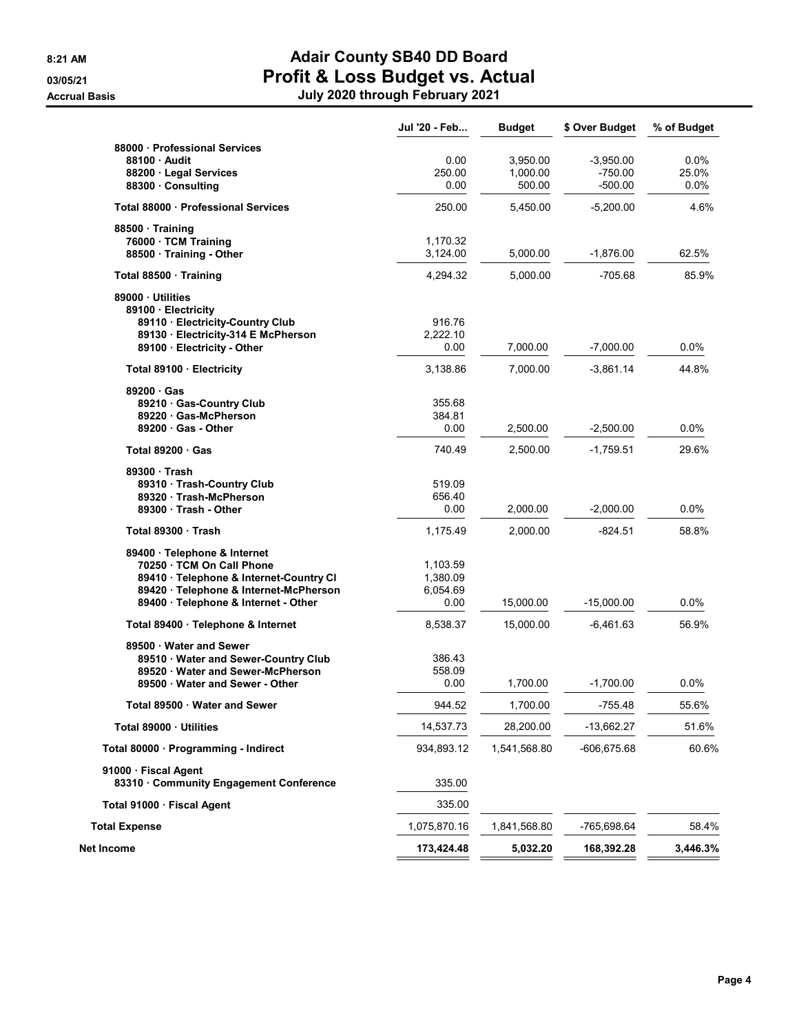# Adair County SB40 DD Board

## Profit & Loss Budget vs. Actual

### July 2020 through February 2021

8:21 AM
03/05/21
Accrual Basis

| | Jul '20 - Feb... | Budget | $ Over Budget | % of Budget |
|---|---|---|---|---|
| 88000 · Professional Services | | | | |
| 88100 · Audit | 0.00 | 3,950.00 | -3,950.00 | 0.0% |
| 88200 · Legal Services | 250.00 | 1,000.00 | -750.00 | 25.0% |
| 88300 · Consulting | 0.00 | 500.00 | -500.00 | 0.0% |
| Total 88000 · Professional Services | 250.00 | 5,450.00 | -5,200.00 | 4.6% |
| 88500 · Training | | | | |
| 76000 · TCM Training | 1,170.32 | | | |
| 88500 · Training - Other | 3,124.00 | 5,000.00 | -1,876.00 | 62.5% |
| Total 88500 · Training | 4,294.32 | 5,000.00 | -705.68 | 85.9% |
| 89000 · Utilities | | | | |
| 89100 · Electricity | | | | |
| 89110 · Electricity-Country Club | 916.76 | | | |
| 89130 · Electricity-314 E McPherson | 2,222.10 | | | |
| 89100 · Electricity - Other | 0.00 | 7,000.00 | -7,000.00 | 0.0% |
| Total 89100 · Electricity | 3,138.86 | 7,000.00 | -3,861.14 | 44.8% |
| 89200 · Gas | | | | |
| 89210 · Gas-Country Club | 355.68 | | | |
| 89220 · Gas-McPherson | 384.81 | | | |
| 89200 · Gas - Other | 0.00 | 2,500.00 | -2,500.00 | 0.0% |
| Total 89200 · Gas | 740.49 | 2,500.00 | -1,759.51 | 29.6% |
| 89300 · Trash | | | | |
| 89310 · Trash-Country Club | 519.09 | | | |
| 89320 · Trash-McPherson | 656.40 | | | |
| 89300 · Trash - Other | 0.00 | 2,000.00 | -2,000.00 | 0.0% |
| Total 89300 · Trash | 1,175.49 | 2,000.00 | -824.51 | 58.8% |
| 89400 · Telephone & Internet | | | | |
| 70250 · TCM On Call Phone | 1,103.59 | | | |
| 89410 · Telephone & Internet-Country Cl | 1,380.09 | | | |
| 89420 · Telephone & Internet-McPherson | 6,054.69 | | | |
| 89400 · Telephone & Internet - Other | 0.00 | 15,000.00 | -15,000.00 | 0.0% |
| Total 89400 · Telephone & Internet | 8,538.37 | 15,000.00 | -6,461.63 | 56.9% |
| 89500 · Water and Sewer | | | | |
| 89510 · Water and Sewer-Country Club | 386.43 | | | |
| 89520 · Water and Sewer-McPherson | 558.09 | | | |
| 89500 · Water and Sewer - Other | 0.00 | 1,700.00 | -1,700.00 | 0.0% |
| Total 89500 · Water and Sewer | 944.52 | 1,700.00 | -755.48 | 55.6% |
| Total 89000 · Utilities | 14,537.73 | 28,200.00 | -13,662.27 | 51.6% |
| Total 80000 · Programming - Indirect | 934,893.12 | 1,541,568.80 | -606,675.68 | 60.6% |
| 91000 · Fiscal Agent | | | | |
| 83310 · Community Engagement Conference | 335.00 | | | |
| Total 91000 · Fiscal Agent | 335.00 | | | |
| Total Expense | 1,075,870.16 | 1,841,568.80 | -765,698.64 | 58.4% |
| **Net Income** | **173,424.48** | **5,032.20** | **168,392.28** | **3,446.3%** |